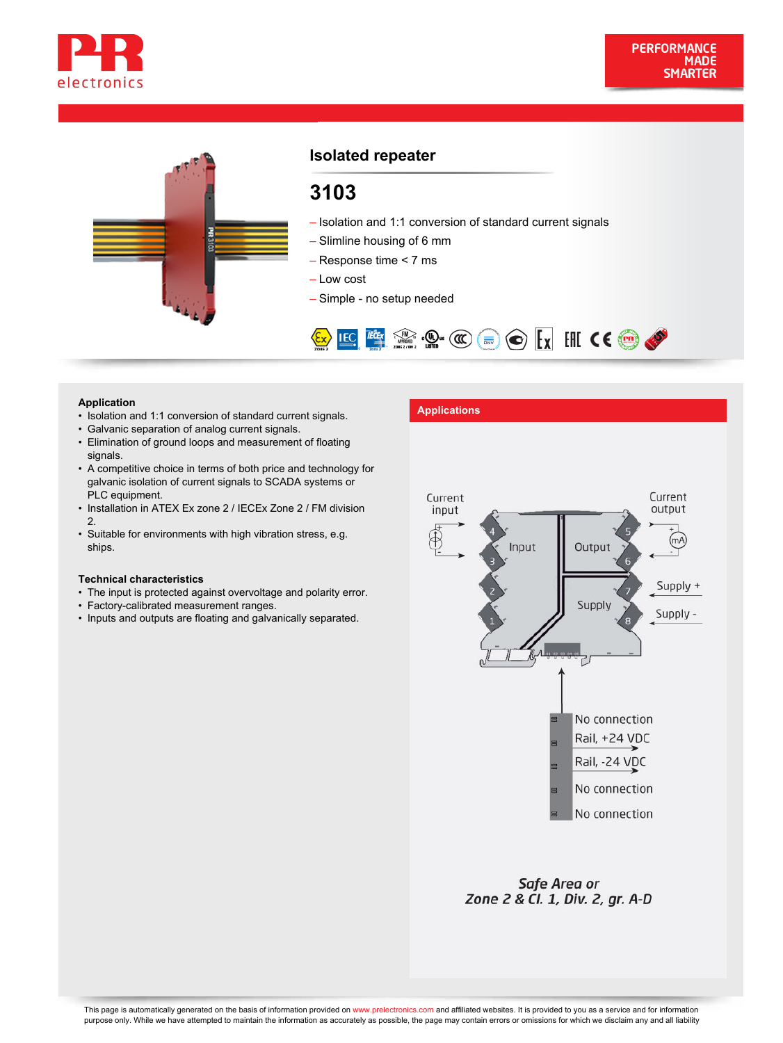# Isolated repeater

## 3103

- Isolation and 1:1 conversion of standard current signals
- Slimline housing of 6 mm
- Response time < 7 ms
- Low cost
- Simple - no setup needed

### Application

- Isolation and 1:1 conversion of standard current signals.
- Galvanic separation of analog current signals.
- Elimination of ground loops and measurement of floating signals.
- A competitive choice in terms of both price and technology for galvanic isolation of current signals to SCADA systems or PLC equipment.
- Installation in ATEX Ex zone 2 / IECEx Zone 2 / FM division 2.
- Suitable for environments with high vibration stress, e.g. ships.

### Technical characteristics

- The input is protected against overvoltage and polarity error.
- Factory-calibrated measurement ranges.
- Inputs and outputs are floating and galvanically separated.

### Applications

Current input — Input (terminals 4, 3, 2, 1)

Current output — Output (terminals 5, 6)

Supply + (terminal 7), Supply - (terminal 8)

- No connection
- Rail, +24 VDC
- Rail, -24 VDC
- No connection
- No connection

*Safe Area or Zone 2 & Cl. 1, Div. 2, gr. A-D*

This page is automatically generated on the basis of information provided on www.prelectronics.com and affiliated websites. It is provided to you as a service and for information purpose only. While we have attempted to maintain the information as accurately as possible, the page may contain errors or omissions for which we disclaim any and all liability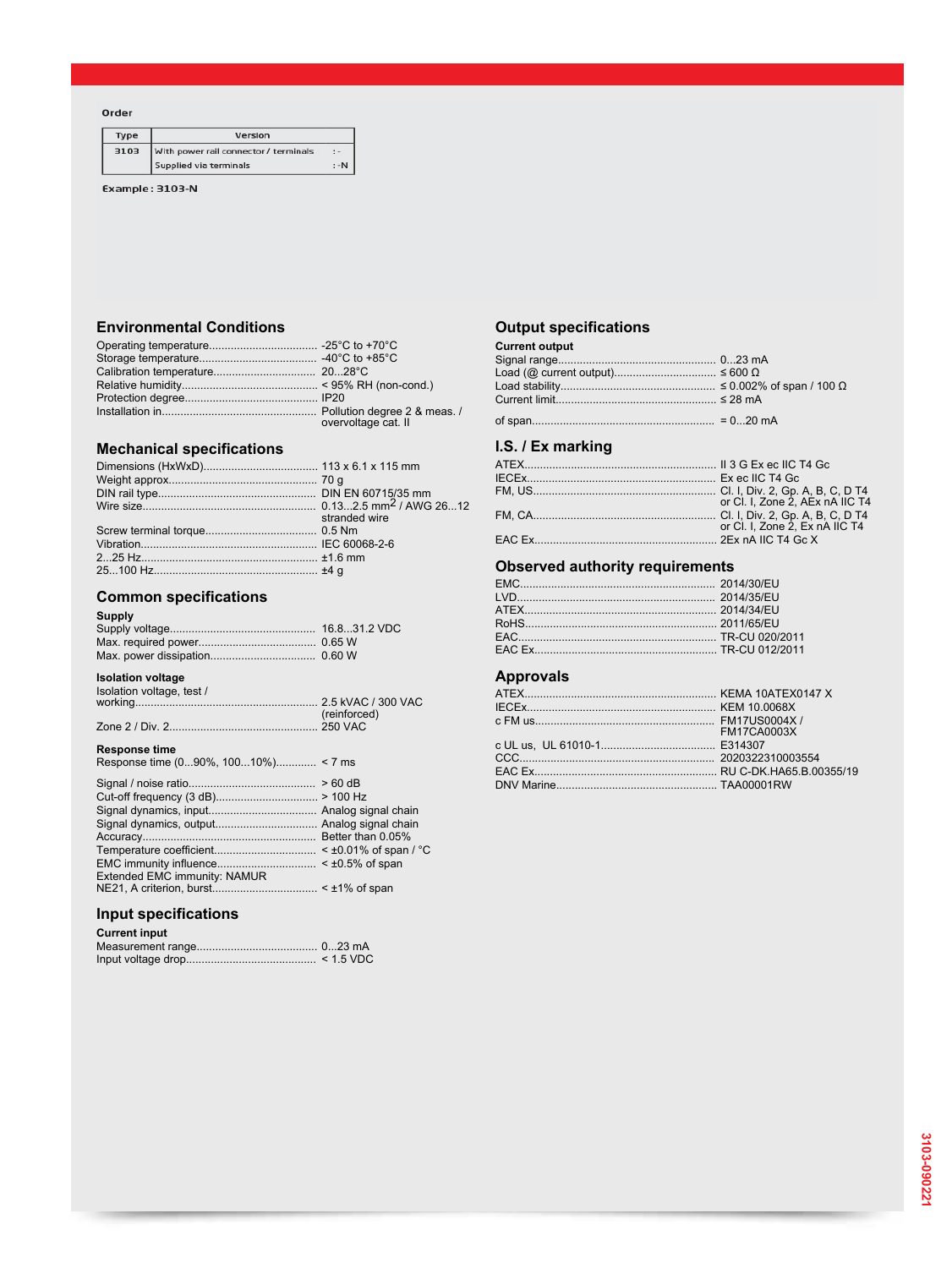## Order

| Type | Version | |
|---|---|---|
| 3103 | With power rail connector / terminals | : - |
| | Supplied via terminals | : -N |

Example : 3103-N

## Environmental Conditions

Operating temperature.................................. -25°C to +70°C
Storage temperature..................................... -40°C to +85°C
Calibration temperature................................ 20...28°C
Relative humidity.......................................... < 95% RH (non-cond.)
Protection degree......................................... IP20
Installation in................................................ Pollution degree 2 & meas. / overvoltage cat. II

## Mechanical specifications

Dimensions (HxWxD).................................... 113 x 6.1 x 115 mm
Weight approx............................................... 70 g
DIN rail type.................................................. DIN EN 60715/35 mm
Wire size....................................................... 0.13...2.5 mm$^2$ / AWG 26...12 stranded wire
Screw terminal torque.................................... 0.5 Nm
Vibration........................................................ IEC 60068-2-6
2...25 Hz........................................................ ±1.6 mm
25...100 Hz.................................................... ±4 g

## Common specifications

### Supply

Supply voltage.............................................. 16.8...31.2 VDC
Max. required power..................................... 0.65 W
Max. power dissipation................................. 0.60 W

### Isolation voltage

Isolation voltage, test / working........................................................ 2.5 kVAC / 300 VAC (reinforced)
Zone 2 / Div. 2............................................... 250 VAC

### Response time

Response time (0...90%, 100...10%)............ < 7 ms

Signal / noise ratio........................................ > 60 dB
Cut-off frequency (3 dB)................................ > 100 Hz
Signal dynamics, input.................................. Analog signal chain
Signal dynamics, output................................ Analog signal chain
Accuracy....................................................... Better than 0.05%
Temperature coefficient................................ < ±0.01% of span / °C
EMC immunity influence............................... < ±0.5% of span
Extended EMC immunity: NAMUR NE21, A criterion, burst................................. < ±1% of span

## Input specifications

### Current input

Measurement range...................................... 0...23 mA
Input voltage drop......................................... < 1.5 VDC

## Output specifications

### Current output

Signal range................................................... 0...23 mA
Load (@ current output)................................ ≤ 600 Ω
Load stability.................................................. ≤ 0.002% of span / 100 Ω
Current limit................................................... ≤ 28 mA

of span.......................................................... = 0...20 mA

## I.S. / Ex marking

ATEX............................................................. II 3 G Ex ec IIC T4 Gc
IECEx............................................................ Ex ec IIC T4 Gc
FM, US........................................................... Cl. I, Div. 2, Gp. A, B, C, D T4 or Cl. I, Zone 2, AEx nA IIC T4
FM, CA........................................................... Cl. I, Div. 2, Gp. A, B, C, D T4 or Cl. I, Zone 2, Ex nA IIC T4
EAC Ex.......................................................... 2Ex nA IIC T4 Gc X

## Observed authority requirements

EMC.............................................................. 2014/30/EU
LVD............................................................... 2014/35/EU
ATEX............................................................. 2014/34/EU
RoHS............................................................. 2011/65/EU
EAC............................................................... TR-CU 020/2011
EAC Ex.......................................................... TR-CU 012/2011

## Approvals

ATEX............................................................. KEMA 10ATEX0147 X
IECEx............................................................ KEM 10.0068X
c FM us......................................................... FM17US0004X / FM17CA0003X
c UL us, UL 61010-1..................................... E314307
CCC.............................................................. 2020322310003554
EAC Ex.......................................................... RU C-DK.HA65.B.00355/19
DNV Marine................................................... TAA00001RW

3103-090221